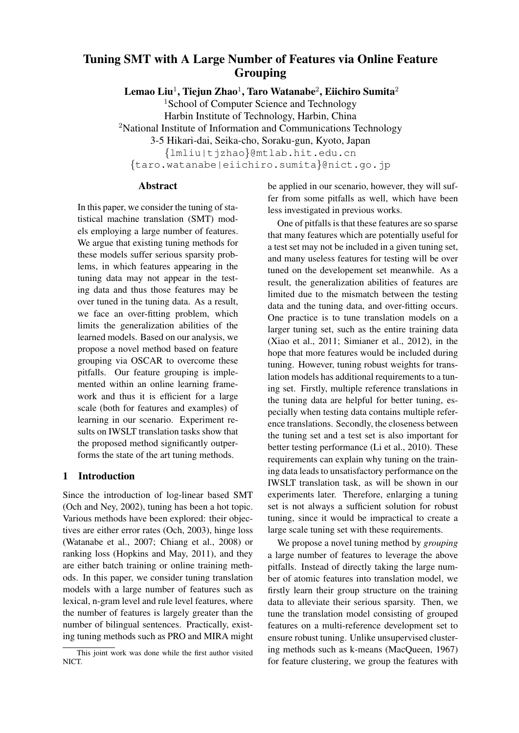# Tuning SMT with A Large Number of Features via Online Feature Grouping

**Lemao Liu[1], Tiejun Zhao[1], Taro Watanabe[2], Eiichiro Sumita[2]**

[1]School of Computer Science and Technology
Harbin Institute of Technology, Harbin, China
[2]National Institute of Information and Communications Technology
3-5 Hikari-dai, Seika-cho, Soraku-gun, Kyoto, Japan
{lmliu|tjzhao}@mtlab.hit.edu.cn
{taro.watanabe|eiichiro.sumita}@nict.go.jp

## Abstract

In this paper, we consider the tuning of statistical machine translation (SMT) models employing a large number of features. We argue that existing tuning methods for these models suffer serious sparsity problems, in which features appearing in the tuning data may not appear in the testing data and thus those features may be over tuned in the tuning data. As a result, we face an over-fitting problem, which limits the generalization abilities of the learned models. Based on our analysis, we propose a novel method based on feature grouping via OSCAR to overcome these pitfalls. Our feature grouping is implemented within an online learning framework and thus it is efficient for a large scale (both for features and examples) of learning in our scenario. Experiment results on IWSLT translation tasks show that the proposed method significantly outperforms the state of the art tuning methods.

## 1 Introduction

Since the introduction of log-linear based SMT (Och and Ney, 2002), tuning has been a hot topic. Various methods have been explored: their objectives are either error rates (Och, 2003), hinge loss (Watanabe et al., 2007; Chiang et al., 2008) or ranking loss (Hopkins and May, 2011), and they are either batch training or online training methods. In this paper, we consider tuning translation models with a large number of features such as lexical, n-gram level and rule level features, where the number of features is largely greater than the number of bilingual sentences. Practically, existing tuning methods such as PRO and MIRA might be applied in our scenario, however, they will suffer from some pitfalls as well, which have been less investigated in previous works.

One of pitfalls is that these features are so sparse that many features which are potentially useful for a test set may not be included in a given tuning set, and many useless features for testing will be over tuned on the developement set meanwhile. As a result, the generalization abilities of features are limited due to the mismatch between the testing data and the tuning data, and over-fitting occurs. One practice is to tune translation models on a larger tuning set, such as the entire training data (Xiao et al., 2011; Simianer et al., 2012), in the hope that more features would be included during tuning. However, tuning robust weights for translation models has additional requirements to a tuning set. Firstly, multiple reference translations in the tuning data are helpful for better tuning, especially when testing data contains multiple reference translations. Secondly, the closeness between the tuning set and a test set is also important for better testing performance (Li et al., 2010). These requirements can explain why tuning on the training data leads to unsatisfactory performance on the IWSLT translation task, as will be shown in our experiments later. Therefore, enlarging a tuning set is not always a sufficient solution for robust tuning, since it would be impractical to create a large scale tuning set with these requirements.

We propose a novel tuning method by *grouping* a large number of features to leverage the above pitfalls. Instead of directly taking the large number of atomic features into translation model, we firstly learn their group structure on the training data to alleviate their serious sparsity. Then, we tune the translation model consisting of grouped features on a multi-reference development set to ensure robust tuning. Unlike unsupervised clustering methods such as k-means (MacQueen, 1967) for feature clustering, we group the features with

This joint work was done while the first author visited NICT.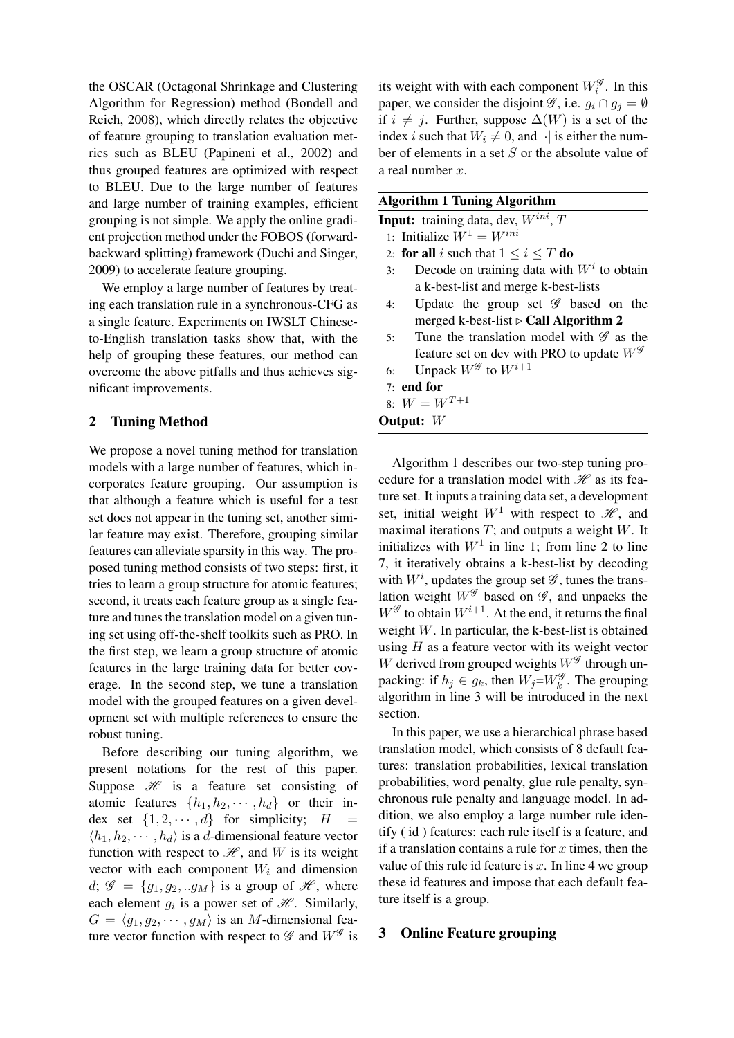the OSCAR (Octagonal Shrinkage and Clustering Algorithm for Regression) method (Bondell and Reich, 2008), which directly relates the objective of feature grouping to translation evaluation metrics such as BLEU (Papineni et al., 2002) and thus grouped features are optimized with respect to BLEU. Due to the large number of features and large number of training examples, efficient grouping is not simple. We apply the online gradient projection method under the FOBOS (forward-backward splitting) framework (Duchi and Singer, 2009) to accelerate feature grouping.

We employ a large number of features by treating each translation rule in a synchronous-CFG as a single feature. Experiments on IWSLT Chinese-to-English translation tasks show that, with the help of grouping these features, our method can overcome the above pitfalls and thus achieves significant improvements.

## 2 Tuning Method

We propose a novel tuning method for translation models with a large number of features, which incorporates feature grouping. Our assumption is that although a feature which is useful for a test set does not appear in the tuning set, another similar feature may exist. Therefore, grouping similar features can alleviate sparsity in this way. The proposed tuning method consists of two steps: first, it tries to learn a group structure for atomic features; second, it treats each feature group as a single feature and tunes the translation model on a given tuning set using off-the-shelf toolkits such as PRO. In the first step, we learn a group structure of atomic features in the large training data for better coverage. In the second step, we tune a translation model with the grouped features on a given development set with multiple references to ensure the robust tuning.

Before describing our tuning algorithm, we present notations for the rest of this paper. Suppose $\mathscr{H}$ is a feature set consisting of atomic features $\{h_1, h_2, \cdots, h_d\}$ or their index set $\{1, 2, \cdots, d\}$ for simplicity; $H = \langle h_1, h_2, \cdots, h_d \rangle$ is a $d$-dimensional feature vector function with respect to $\mathscr{H}$, and $W$ is its weight vector with each component $W_i$ and dimension $d$; $\mathscr{G} = \{g_1, g_2, ..g_M\}$ is a group of $\mathscr{H}$, where each element $g_i$ is a power set of $\mathscr{H}$. Similarly, $G = \langle g_1, g_2, \cdots, g_M \rangle$ is an $M$-dimensional feature vector function with respect to $\mathscr{G}$ and $W^{\mathscr{G}}$ is its weight with with each component $W_i^{\mathscr{G}}$. In this paper, we consider the disjoint $\mathscr{G}$, i.e. $g_i \cap g_j = \emptyset$ if $i \neq j$. Further, suppose $\Delta(W)$ is a set of the index $i$ such that $W_i \neq 0$, and $|\cdot|$ is either the number of elements in a set $S$ or the absolute value of a real number $x$.

**Algorithm 1 Tuning Algorithm**

**Input:** training data, dev, $W^{ini}$, $T$

1: Initialize $W^1 = W^{ini}$
2: **for all** $i$ such that $1 \leq i \leq T$ **do**
3: Decode on training data with $W^i$ to obtain a k-best-list and merge k-best-lists
4: Update the group set $\mathscr{G}$ based on the merged k-best-list ▷ **Call Algorithm 2**
5: Tune the translation model with $\mathscr{G}$ as the feature set on dev with PRO to update $W^{\mathscr{G}}$
6: Unpack $W^{\mathscr{G}}$ to $W^{i+1}$
7: **end for**
8: $W = W^{T+1}$

**Output:** $W$

Algorithm 1 describes our two-step tuning procedure for a translation model with $\mathscr{H}$ as its feature set. It inputs a training data set, a development set, initial weight $W^1$ with respect to $\mathscr{H}$, and maximal iterations $T$; and outputs a weight $W$. It initializes with $W^1$ in line 1; from line 2 to line 7, it iteratively obtains a k-best-list by decoding with $W^i$, updates the group set $\mathscr{G}$, tunes the translation weight $W^{\mathscr{G}}$ based on $\mathscr{G}$, and unpacks the $W^{\mathscr{G}}$ to obtain $W^{i+1}$. At the end, it returns the final weight $W$. In particular, the k-best-list is obtained using $H$ as a feature vector with its weight vector $W$ derived from grouped weights $W^{\mathscr{G}}$ through unpacking: if $h_j \in g_k$, then $W_j$=$W_k^{\mathscr{G}}$. The grouping algorithm in line 3 will be introduced in the next section.

In this paper, we use a hierarchical phrase based translation model, which consists of 8 default features: translation probabilities, lexical translation probabilities, word penalty, glue rule penalty, synchronous rule penalty and language model. In addition, we also employ a large number rule identify ( id ) features: each rule itself is a feature, and if a translation contains a rule for $x$ times, then the value of this rule id feature is $x$. In line 4 we group these id features and impose that each default feature itself is a group.

## 3 Online Feature grouping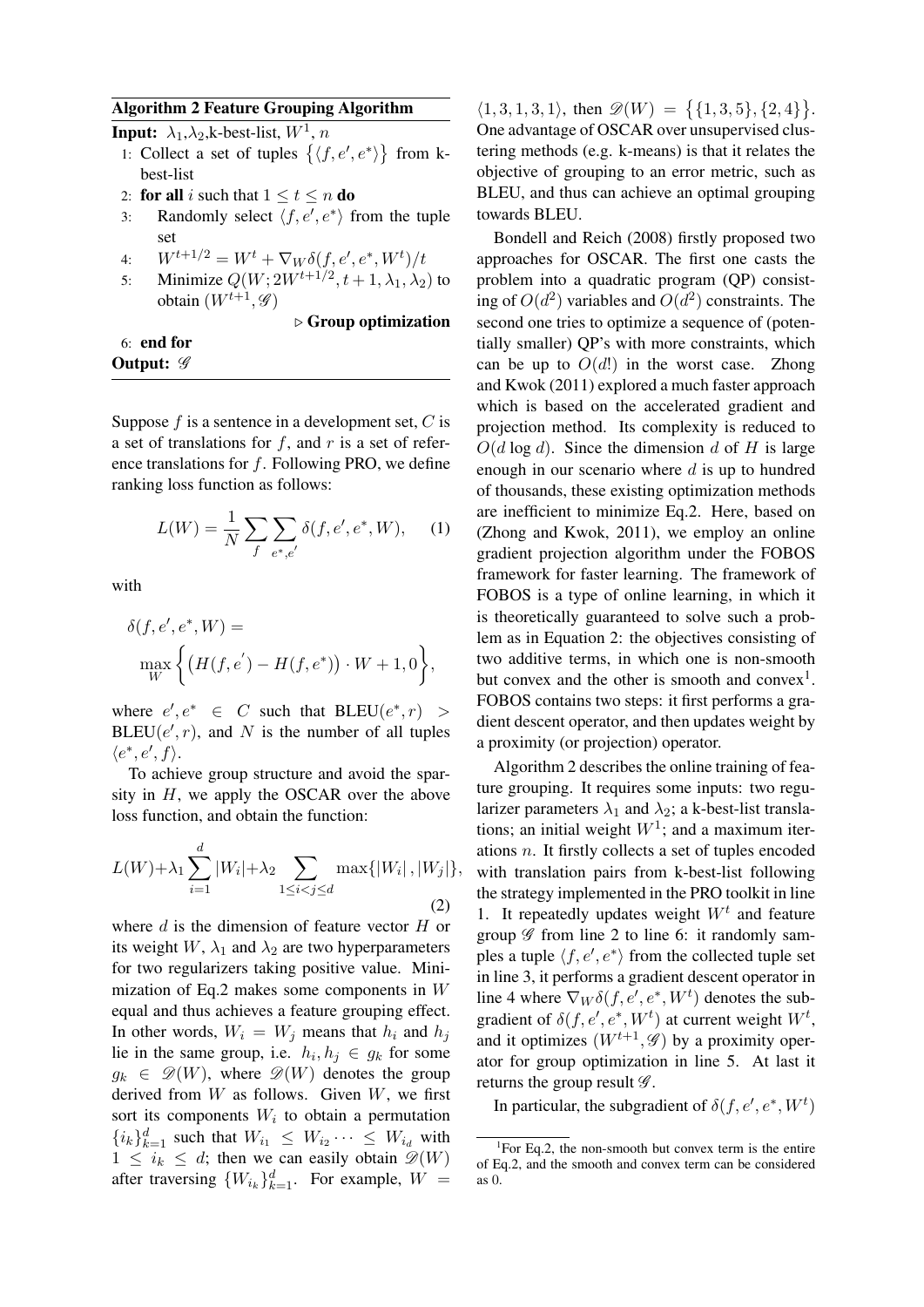**Algorithm 2** Feature Grouping Algorithm

**Input:** $\lambda_1$,$\lambda_2$,k-best-list, $W^1$, $n$

1: Collect a set of tuples $\{\langle f, e', e^* \rangle\}$ from k-best-list
2: **for all** $i$ such that $1 \leq t \leq n$ **do**
3: Randomly select $\langle f, e', e^* \rangle$ from the tuple set
4: $W^{t+1/2} = W^t + \nabla_W \delta(f, e', e^*, W^t)/t$
5: Minimize $Q(W; 2W^{t+1/2}, t+1, \lambda_1, \lambda_2)$ to obtain $(W^{t+1}, \mathscr{G})$ ▷ **Group optimization**
6: **end for**

**Output:** $\mathscr{G}$

Suppose $f$ is a sentence in a development set, $C$ is a set of translations for $f$, and $r$ is a set of reference translations for $f$. Following PRO, we define ranking loss function as follows:

$$L(W) = \frac{1}{N} \sum_f \sum_{e^*, e'} \delta(f, e', e^*, W), \quad (1)$$

with

$$\delta(f, e', e^*, W) = \max_W \left\{ \left( H(f, e') - H(f, e^*) \right) \cdot W + 1, 0 \right\},$$

where $e', e^* \in C$ such that $\text{BLEU}(e^*, r) > \text{BLEU}(e', r)$, and $N$ is the number of all tuples $\langle e^*, e', f \rangle$.

To achieve group structure and avoid the sparsity in $H$, we apply the OSCAR over the above loss function, and obtain the function:

$$L(W) + \lambda_1 \sum_{i=1}^{d} |W_i| + \lambda_2 \sum_{1 \leq i < j \leq d} \max\{|W_i|, |W_j|\}, \quad (2)$$

where $d$ is the dimension of feature vector $H$ or its weight $W$, $\lambda_1$ and $\lambda_2$ are two hyperparameters for two regularizers taking positive value. Minimization of Eq.2 makes some components in $W$ equal and thus achieves a feature grouping effect. In other words, $W_i = W_j$ means that $h_i$ and $h_j$ lie in the same group, i.e. $h_i, h_j \in g_k$ for some $g_k \in \mathscr{D}(W)$, where $\mathscr{D}(W)$ denotes the group derived from $W$ as follows. Given $W$, we first sort its components $W_i$ to obtain a permutation $\{i_k\}_{k=1}^d$ such that $W_{i_1} \leq W_{i_2} \cdots \leq W_{i_d}$ with $1 \leq i_k \leq d$; then we can easily obtain $\mathscr{D}(W)$ after traversing $\{W_{i_k}\}_{k=1}^d$. For example, $W = \langle 1, 3, 1, 3, 1 \rangle$, then $\mathscr{D}(W) = \{\{1, 3, 5\}, \{2, 4\}\}$. One advantage of OSCAR over unsupervised clustering methods (e.g. k-means) is that it relates the objective of grouping to an error metric, such as BLEU, and thus can achieve an optimal grouping towards BLEU.

Bondell and Reich (2008) firstly proposed two approaches for OSCAR. The first one casts the problem into a quadratic program (QP) consisting of $O(d^2)$ variables and $O(d^2)$ constraints. The second one tries to optimize a sequence of (potentially smaller) QP's with more constraints, which can be up to $O(d!)$ in the worst case. Zhong and Kwok (2011) explored a much faster approach which is based on the accelerated gradient and projection method. Its complexity is reduced to $O(d \log d)$. Since the dimension $d$ of $H$ is large enough in our scenario where $d$ is up to hundred of thousands, these existing optimization methods are inefficient to minimize Eq.2. Here, based on (Zhong and Kwok, 2011), we employ an online gradient projection algorithm under the FOBOS framework for faster learning. The framework of FOBOS is a type of online learning, in which it is theoretically guaranteed to solve such a problem as in Equation 2: the objectives consisting of two additive terms, in which one is non-smooth but convex and the other is smooth and convex[1]. FOBOS contains two steps: it first performs a gradient descent operator, and then updates weight by a proximity (or projection) operator.

Algorithm 2 describes the online training of feature grouping. It requires some inputs: two regularizer parameters $\lambda_1$ and $\lambda_2$; a k-best-list translations; an initial weight $W^1$; and a maximum iterations $n$. It firstly collects a set of tuples encoded with translation pairs from k-best-list following the strategy implemented in the PRO toolkit in line 1. It repeatedly updates weight $W^t$ and feature group $\mathscr{G}$ from line 2 to line 6: it randomly samples a tuple $\langle f, e', e^* \rangle$ from the collected tuple set in line 3, it performs a gradient descent operator in line 4 where $\nabla_W \delta(f, e', e^*, W^t)$ denotes the subgradient of $\delta(f, e', e^*, W^t)$ at current weight $W^t$, and it optimizes $(W^{t+1}, \mathscr{G})$ by a proximity operator for group optimization in line 5. At last it returns the group result $\mathscr{G}$.

In particular, the subgradient of $\delta(f, e', e^*, W^t)$

[1] For Eq.2, the non-smooth but convex term is the entire of Eq.2, and the smooth and convex term can be considered as 0.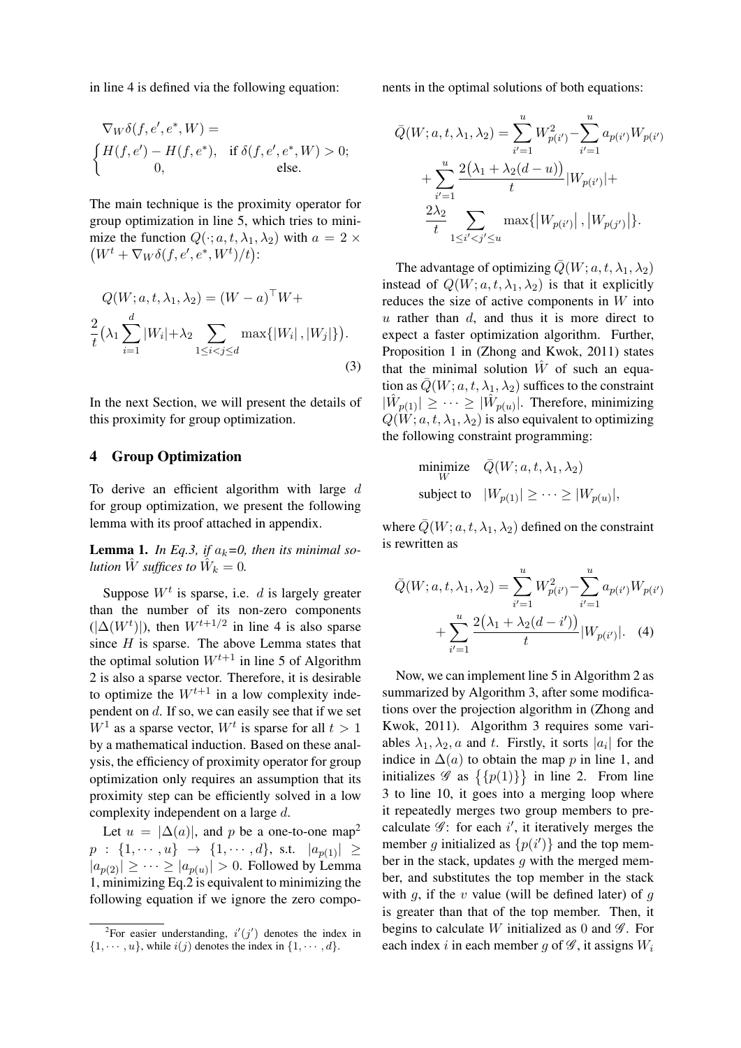in line 4 is defined via the following equation:

$$\nabla_W \delta(f, e', e^*, W) = \begin{cases} H(f, e') - H(f, e^*), & \text{if } \delta(f, e', e^*, W) > 0; \\ 0, & \text{else.} \end{cases}$$

The main technique is the proximity operator for group optimization in line 5, which tries to minimize the function $Q(\cdot; a, t, \lambda_1, \lambda_2)$ with $a = 2 \times \big(W^t + \nabla_W \delta(f, e', e^*, W^t)/t\big)$:

$$Q(W; a, t, \lambda_1, \lambda_2) = (W - a)^\top W + \frac{2}{t}\big(\lambda_1 \sum_{i=1}^{d} |W_i| + \lambda_2 \sum_{1 \le i < j \le d} \max\{|W_i|, |W_j|\}\big). \tag{3}$$

In the next Section, we will present the details of this proximity for group optimization.

## 4 Group Optimization

To derive an efficient algorithm with large $d$ for group optimization, we present the following lemma with its proof attached in appendix.

**Lemma 1.** *In Eq.3, if $a_k$=0, then its minimal solution $\hat{W}$ suffices to $\hat{W}_k = 0$.*

Suppose $W^t$ is sparse, i.e. $d$ is largely greater than the number of its non-zero components ($|\Delta(W^t)|$), then $W^{t+1/2}$ in line 4 is also sparse since $H$ is sparse. The above Lemma states that the optimal solution $W^{t+1}$ in line 5 of Algorithm 2 is also a sparse vector. Therefore, it is desirable to optimize the $W^{t+1}$ in a low complexity independent on $d$. If so, we can easily see that if we set $W^1$ as a sparse vector, $W^t$ is sparse for all $t > 1$ by a mathematical induction. Based on these analysis, the efficiency of proximity operator for group optimization only requires an assumption that its proximity step can be efficiently solved in a low complexity independent on a large $d$.

Let $u = |\Delta(a)|$, and $p$ be a one-to-one map[2] $p : \{1, \cdots, u\} \rightarrow \{1, \cdots, d\}$, s.t. $|a_{p(1)}| \geq |a_{p(2)}| \geq \cdots \geq |a_{p(u)}| > 0$. Followed by Lemma 1, minimizing Eq.2 is equivalent to minimizing the following equation if we ignore the zero components in the optimal solutions of both equations:

$$\bar{Q}(W; a, t, \lambda_1, \lambda_2) = \sum_{i'=1}^{u} W_{p(i')}^2 - \sum_{i'=1}^{u} a_{p(i')} W_{p(i')} + \sum_{i'=1}^{u} \frac{2\big(\lambda_1 + \lambda_2(d-u)\big)}{t} |W_{p(i')}| + \frac{2\lambda_2}{t} \sum_{1 \le i' < j' \le u} \max\{\left|W_{p(i')}\right|, \left|W_{p(j')}\right|\}.$$

The advantage of optimizing $\bar{Q}(W; a, t, \lambda_1, \lambda_2)$ instead of $Q(W; a, t, \lambda_1, \lambda_2)$ is that it explicitly reduces the size of active components in $W$ into $u$ rather than $d$, and thus it is more direct to expect a faster optimization algorithm. Further, Proposition 1 in (Zhong and Kwok, 2011) states that the minimal solution $\hat{W}$ of such an equation as $\bar{Q}(W; a, t, \lambda_1, \lambda_2)$ suffices to the constraint $|\hat{W}_{p(1)}| \geq \cdots \geq |\hat{W}_{p(u)}|$. Therefore, minimizing $Q(W; a, t, \lambda_1, \lambda_2)$ is also equivalent to optimizing the following constraint programming:

$$\begin{aligned} \underset{W}{\text{minimize}} \quad & \bar{Q}(W; a, t, \lambda_1, \lambda_2) \\ \text{subject to} \quad & |W_{p(1)}| \geq \cdots \geq |W_{p(u)}|, \end{aligned}$$

where $\bar{Q}(W; a, t, \lambda_1, \lambda_2)$ defined on the constraint is rewritten as

$$\bar{Q}(W; a, t, \lambda_1, \lambda_2) = \sum_{i'=1}^{u} W_{p(i')}^2 - \sum_{i'=1}^{u} a_{p(i')} W_{p(i')} + \sum_{i'=1}^{u} \frac{2\big(\lambda_1 + \lambda_2(d-i')\big)}{t} |W_{p(i')}|. \tag{4}$$

Now, we can implement line 5 in Algorithm 2 as summarized by Algorithm 3, after some modifications over the projection algorithm in (Zhong and Kwok, 2011). Algorithm 3 requires some variables $\lambda_1, \lambda_2, a$ and $t$. Firstly, it sorts $|a_i|$ for the indice in $\Delta(a)$ to obtain the map $p$ in line 1, and initializes $\mathscr{G}$ as $\big\{\{p(1)\}\big\}$ in line 2. From line 3 to line 10, it goes into a merging loop where it repeatedly merges two group members to precalculate $\mathscr{G}$: for each $i'$, it iteratively merges the member $g$ initialized as $\{p(i')\}$ and the top member in the stack, updates $g$ with the merged member, and substitutes the top member in the stack with $g$, if the $v$ value (will be defined later) of $g$ is greater than that of the top member. Then, it begins to calculate $W$ initialized as 0 and $\mathscr{G}$. For each index $i$ in each member $g$ of $\mathscr{G}$, it assigns $W_i$

[2] For easier understanding, $i'(j')$ denotes the index in $\{1, \cdots, u\}$, while $i(j)$ denotes the index in $\{1, \cdots, d\}$.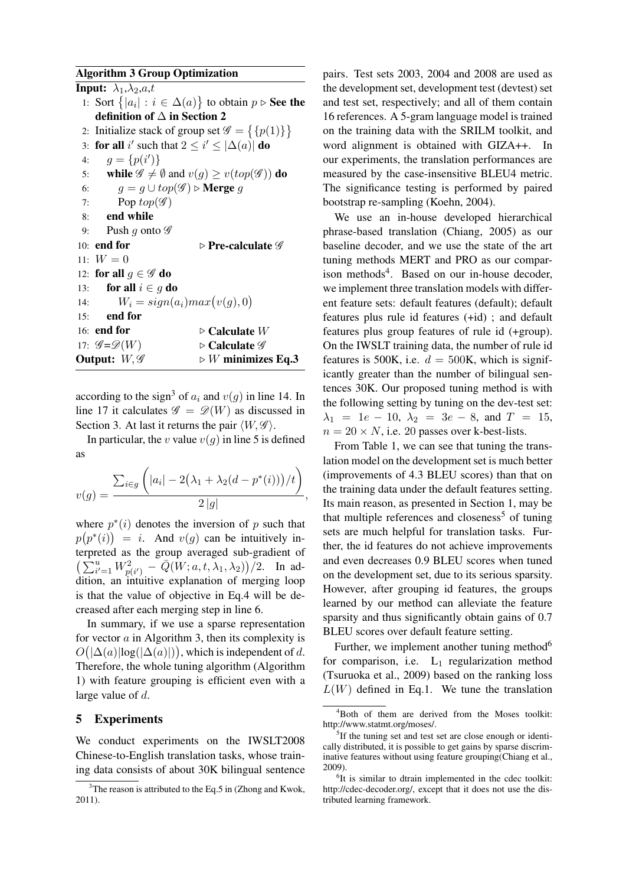**Algorithm 3 Group Optimization**

**Input:** $\lambda_1$,$\lambda_2$,$a$,$t$

1: Sort $\{|a_i| : i \in \Delta(a)\}$ to obtain $p$ $\triangleright$ **See the definition of $\Delta$ in Section 2**

2: Initialize stack of group set $\mathscr{G} = \{\{p(1)\}\}$

3: **for all** $i'$ such that $2 \leq i' \leq |\Delta(a)|$ **do**

4: $\quad g = \{p(i')\}$

5: $\quad$ **while** $\mathscr{G} \neq \emptyset$ and $v(g) \geq v(top(\mathscr{G}))$ **do**

6: $\quad\quad g = g \cup top(\mathscr{G})$ $\triangleright$ **Merge** $g$

7: $\quad\quad$ Pop $top(\mathscr{G})$

8: $\quad$ **end while**

9: $\quad$ Push $g$ onto $\mathscr{G}$

10: **end for** $\triangleright$ **Pre-calculate** $\mathscr{G}$

11: $W = 0$

12: **for all** $g \in \mathscr{G}$ **do**

13: $\quad$ **for all** $i \in g$ **do**

14: $\quad\quad W_i = sign(a_i) max\big(v(g), 0\big)$

15: $\quad$ **end for**

16: **end for** $\triangleright$ **Calculate** $W$

17: $\mathscr{G}$=$\mathscr{D}(W)$ $\triangleright$ **Calculate** $\mathscr{G}$

**Output:** $W, \mathscr{G}$ $\triangleright$ $W$ **minimizes Eq.3**

according to the sign[3] of $a_i$ and $v(g)$ in line 14. In line 17 it calculates $\mathscr{G} = \mathscr{D}(W)$ as discussed in Section 3. At last it returns the pair $\langle W, \mathscr{G}\rangle$.

In particular, the $v$ value $v(g)$ in line 5 is defined as

$$v(g) = \frac{\sum_{i \in g} \Big( |a_i| - 2\big(\lambda_1 + \lambda_2 (d - p^*(i))\big)/t \Big)}{2\,|g|},$$

where $p^*(i)$ denotes the inversion of $p$ such that $p\big(p^*(i)\big) = i$. And $v(g)$ can be intuitively interpreted as the group averaged sub-gradient of $\big(\sum_{i'=1}^{u} W_{p(i')}^2 - \bar{Q}(W; a, t, \lambda_1, \lambda_2)\big)/2$. In addition, an intuitive explanation of merging loop is that the value of objective in Eq.4 will be decreased after each merging step in line 6.

In summary, if we use a sparse representation for vector $a$ in Algorithm 3, then its complexity is $O\big(|\Delta(a)| \log(|\Delta(a)|)\big)$, which is independent of $d$. Therefore, the whole tuning algorithm (Algorithm 1) with feature grouping is efficient even with a large value of $d$.

## 5 Experiments

We conduct experiments on the IWSLT2008 Chinese-to-English translation tasks, whose training data consists of about 30K bilingual sentence pairs. Test sets 2003, 2004 and 2008 are used as the development set, development test (devtest) set and test set, respectively; and all of them contain 16 references. A 5-gram language model is trained on the training data with the SRILM toolkit, and word alignment is obtained with GIZA++. In our experiments, the translation performances are measured by the case-insensitive BLEU4 metric. The significance testing is performed by paired bootstrap re-sampling (Koehn, 2004).

We use an in-house developed hierarchical phrase-based translation (Chiang, 2005) as our baseline decoder, and we use the state of the art tuning methods MERT and PRO as our comparison methods[4]. Based on our in-house decoder, we implement three translation models with different feature sets: default features (default); default features plus rule id features (+id) ; and default features plus group features of rule id (+group). On the IWSLT training data, the number of rule id features is 500K, i.e. $d = 500K$, which is significantly greater than the number of bilingual sentences 30K. Our proposed tuning method is with the following setting by tuning on the dev-test set: $\lambda_1 = 1e-10$, $\lambda_2 = 3e-8$, and $T = 15$, $n = 20 \times N$, i.e. 20 passes over k-best-lists.

From Table 1, we can see that tuning the translation model on the development set is much better (improvements of 4.3 BLEU scores) than that on the training data under the default features setting. Its main reason, as presented in Section 1, may be that multiple references and closeness[5] of tuning sets are much helpful for translation tasks. Further, the id features do not achieve improvements and even decreases 0.9 BLEU scores when tuned on the development set, due to its serious sparsity. However, after grouping id features, the groups learned by our method can alleviate the feature sparsity and thus significantly obtain gains of 0.7 BLEU scores over default feature setting.

Further, we implement another tuning method[6] for comparison, i.e. $L_1$ regularization method (Tsuruoka et al., 2009) based on the ranking loss $L(W)$ defined in Eq.1. We tune the translation

---

[3] The reason is attributed to the Eq.5 in (Zhong and Kwok, 2011).

[4] Both of them are derived from the Moses toolkit: http://www.statmt.org/moses/.

[5] If the tuning set and test set are close enough or identically distributed, it is possible to get gains by sparse discriminative features without using feature grouping(Chiang et al., 2009).

[6] It is similar to dtrain implemented in the cdec toolkit: http://cdec-decoder.org/, except that it does not use the distributed learning framework.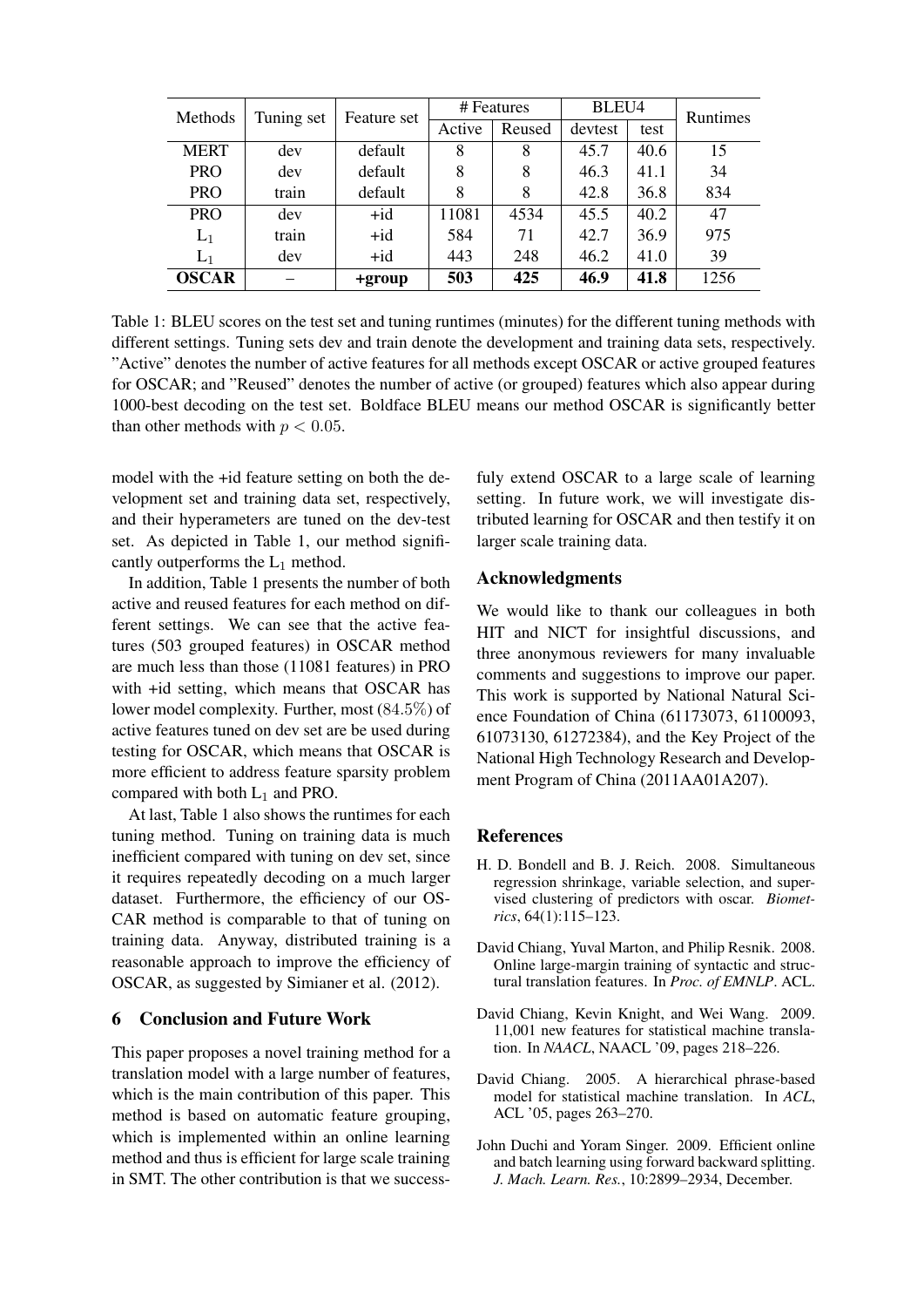| Methods | Tuning set | Feature set | # Features | | BLEU4 | | Runtimes |
|---|---|---|---|---|---|---|---|
| | | | Active | Reused | devtest | test | |
| MERT | dev | default | 8 | 8 | 45.7 | 40.6 | 15 |
| PRO | dev | default | 8 | 8 | 46.3 | 41.1 | 34 |
| PRO | train | default | 8 | 8 | 42.8 | 36.8 | 834 |
| PRO | dev | +id | 11081 | 4534 | 45.5 | 40.2 | 47 |
| $L_1$ | train | +id | 584 | 71 | 42.7 | 36.9 | 975 |
| $L_1$ | dev | +id | 443 | 248 | 46.2 | 41.0 | 39 |
| **OSCAR** | – | **+group** | **503** | **425** | **46.9** | **41.8** | 1256 |

Table 1: BLEU scores on the test set and tuning runtimes (minutes) for the different tuning methods with different settings. Tuning sets dev and train denote the development and training data sets, respectively. "Active" denotes the number of active features for all methods except OSCAR or active grouped features for OSCAR; and "Reused" denotes the number of active (or grouped) features which also appear during 1000-best decoding on the test set. Boldface BLEU means our method OSCAR is significantly better than other methods with $p < 0.05$.

model with the +id feature setting on both the development set and training data set, respectively, and their hyperameters are tuned on the dev-test set. As depicted in Table 1, our method significantly outperforms the $L_1$ method.

In addition, Table 1 presents the number of both active and reused features for each method on different settings. We can see that the active features (503 grouped features) in OSCAR method are much less than those (11081 features) in PRO with +id setting, which means that OSCAR has lower model complexity. Further, most ($84.5\%$) of active features tuned on dev set are be used during testing for OSCAR, which means that OSCAR is more efficient to address feature sparsity problem compared with both $L_1$ and PRO.

At last, Table 1 also shows the runtimes for each tuning method. Tuning on training data is much inefficient compared with tuning on dev set, since it requires repeatedly decoding on a much larger dataset. Furthermore, the efficiency of our OSCAR method is comparable to that of tuning on training data. Anyway, distributed training is a reasonable approach to improve the efficiency of OSCAR, as suggested by Simianer et al. (2012).

## 6 Conclusion and Future Work

This paper proposes a novel training method for a translation model with a large number of features, which is the main contribution of this paper. This method is based on automatic feature grouping, which is implemented within an online learning method and thus is efficient for large scale training in SMT. The other contribution is that we successfuly extend OSCAR to a large scale of learning setting. In future work, we will investigate distributed learning for OSCAR and then testify it on larger scale training data.

## Acknowledgments

We would like to thank our colleagues in both HIT and NICT for insightful discussions, and three anonymous reviewers for many invaluable comments and suggestions to improve our paper. This work is supported by National Natural Science Foundation of China (61173073, 61100093, 61073130, 61272384), and the Key Project of the National High Technology Research and Development Program of China (2011AA01A207).

## References

H. D. Bondell and B. J. Reich. 2008. Simultaneous regression shrinkage, variable selection, and supervised clustering of predictors with oscar. *Biometrics*, 64(1):115–123.

David Chiang, Yuval Marton, and Philip Resnik. 2008. Online large-margin training of syntactic and structural translation features. In *Proc. of EMNLP*. ACL.

David Chiang, Kevin Knight, and Wei Wang. 2009. 11,001 new features for statistical machine translation. In *NAACL*, NAACL '09, pages 218–226.

David Chiang. 2005. A hierarchical phrase-based model for statistical machine translation. In *ACL*, ACL '05, pages 263–270.

John Duchi and Yoram Singer. 2009. Efficient online and batch learning using forward backward splitting. *J. Mach. Learn. Res.*, 10:2899–2934, December.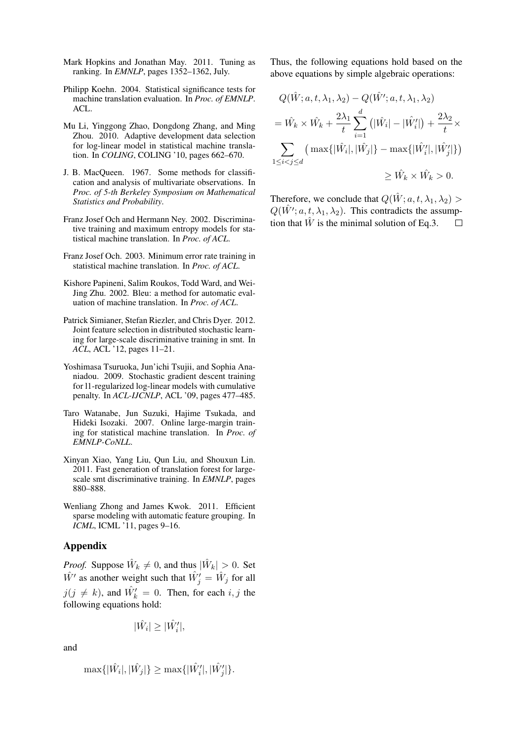Mark Hopkins and Jonathan May. 2011. Tuning as ranking. In *EMNLP*, pages 1352–1362, July.

Philipp Koehn. 2004. Statistical significance tests for machine translation evaluation. In *Proc. of EMNLP*. ACL.

Mu Li, Yinggong Zhao, Dongdong Zhang, and Ming Zhou. 2010. Adaptive development data selection for log-linear model in statistical machine translation. In *COLING*, COLING '10, pages 662–670.

J. B. MacQueen. 1967. Some methods for classification and analysis of multivariate observations. In *Proc. of 5-th Berkeley Symposium on Mathematical Statistics and Probability*.

Franz Josef Och and Hermann Ney. 2002. Discriminative training and maximum entropy models for statistical machine translation. In *Proc. of ACL*.

Franz Josef Och. 2003. Minimum error rate training in statistical machine translation. In *Proc. of ACL*.

Kishore Papineni, Salim Roukos, Todd Ward, and Wei-Jing Zhu. 2002. Bleu: a method for automatic evaluation of machine translation. In *Proc. of ACL*.

Patrick Simianer, Stefan Riezler, and Chris Dyer. 2012. Joint feature selection in distributed stochastic learning for large-scale discriminative training in smt. In *ACL*, ACL '12, pages 11–21.

Yoshimasa Tsuruoka, Jun'ichi Tsujii, and Sophia Ananiadou. 2009. Stochastic gradient descent training for l1-regularized log-linear models with cumulative penalty. In *ACL-IJCNLP*, ACL '09, pages 477–485.

Taro Watanabe, Jun Suzuki, Hajime Tsukada, and Hideki Isozaki. 2007. Online large-margin training for statistical machine translation. In *Proc. of EMNLP-CoNLL*.

Xinyan Xiao, Yang Liu, Qun Liu, and Shouxun Lin. 2011. Fast generation of translation forest for large-scale smt discriminative training. In *EMNLP*, pages 880–888.

Wenliang Zhong and James Kwok. 2011. Efficient sparse modeling with automatic feature grouping. In *ICML*, ICML '11, pages 9–16.

## Appendix

*Proof.* Suppose $\hat{W}_k \neq 0$, and thus $|\hat{W}_k| > 0$. Set $\hat{W}'$ as another weight such that $\hat{W}'_j = \hat{W}_j$ for all $j (j \neq k)$, and $\hat{W}'_k = 0$. Then, for each $i, j$ the following equations hold:

$$|\hat{W}_i| \geq |\hat{W}'_i|,$$

and

$$\max\{|\hat{W}_i|, |\hat{W}_j|\} \geq \max\{|\hat{W}'_i|, |\hat{W}'_j|\}.$$

Thus, the following equations hold based on the above equations by simple algebraic operations:

$$\begin{aligned}
&Q(\hat{W}; a, t, \lambda_1, \lambda_2) - Q(\hat{W}'; a, t, \lambda_1, \lambda_2) \\
&= \hat{W}_k \times \hat{W}_k + \frac{2\lambda_1}{t} \sum_{i=1}^{d} \left(|\hat{W}_i| - |\hat{W}'_i|\right) + \frac{2\lambda_2}{t} \times \\
&\sum_{1 \leq i < j \leq d} \left( \max\{|\hat{W}_i|, |\hat{W}_j|\} - \max\{|\hat{W}'_i|, |\hat{W}'_j|\}\right) \\
&\geq \hat{W}_k \times \hat{W}_k > 0.
\end{aligned}$$

Therefore, we conclude that $Q(\hat{W}; a, t, \lambda_1, \lambda_2) > Q(\hat{W}'; a, t, \lambda_1, \lambda_2)$. This contradicts the assumption that $\hat{W}$ is the minimal solution of Eq.3. □